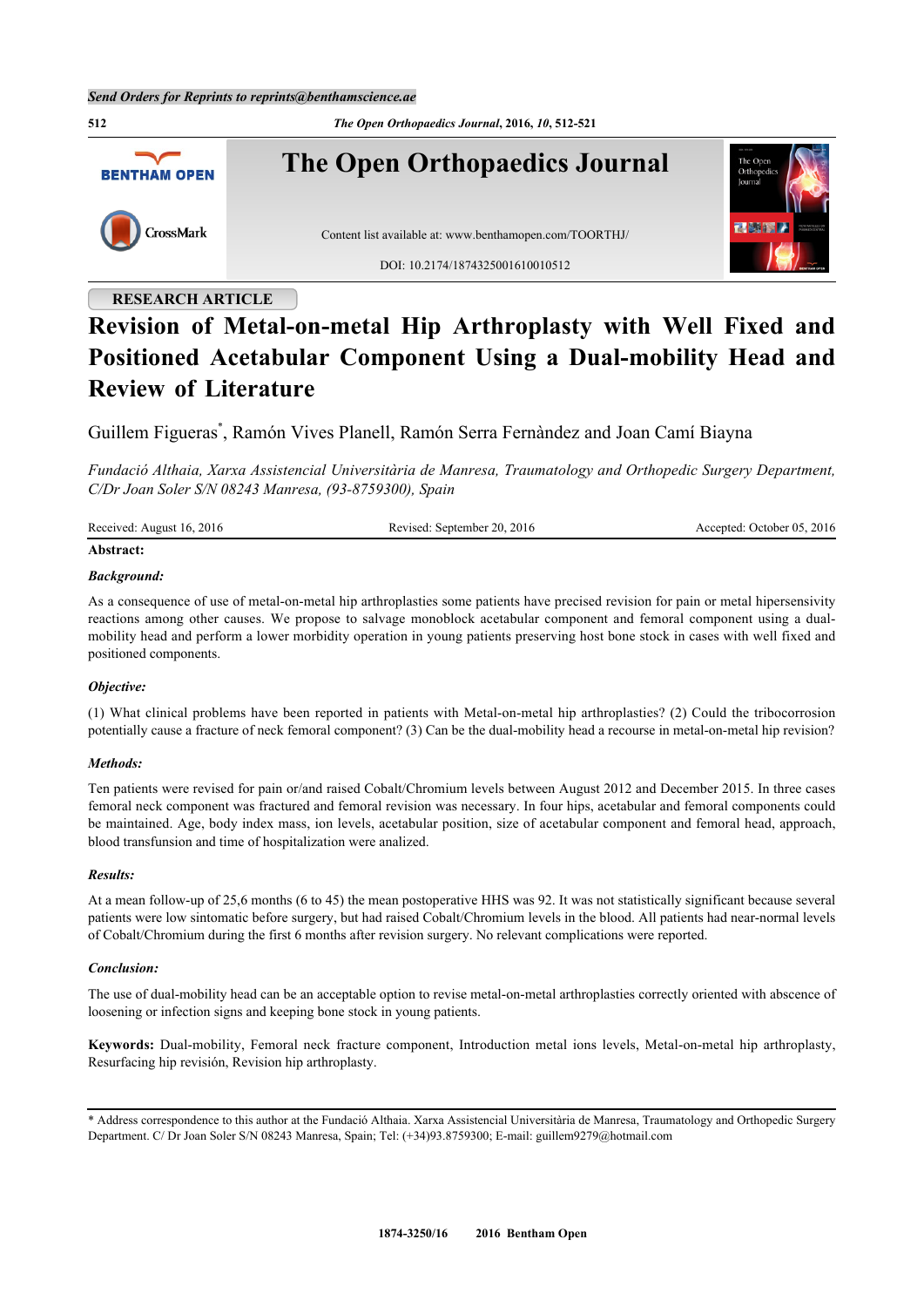Send Orders for Reprints to reprints@benthamscience.ae

# Revision of Metal-on-metal Hip Arthroplasty with Well Fixed and Positioned Acetabular Component Using a Dual-mobility Head and Review of Literature

Guillem Figueras*, Ramón Vives Planell, Ramón Serra Fernàndez and Joan Camí Biayna

*Fundació Althaia, Xarxa Assistencial Universitària de Manresa, Traumatology and Orthopedic Surgery Department, C/Dr Joan Soler S/N 08243 Manresa, (93-8759300), Spain*

Received: August 16, 2016 | Revised: September 20, 2016 | Accepted: October 05, 2016

## Abstract:

### *Background:*

As a consequence of use of metal-on-metal hip arthroplasties some patients have precised revision for pain or metal hipersensivity reactions among other causes. We propose to salvage monoblock acetabular component and femoral component using a dual-mobility head and perform a lower morbidity operation in young patients preserving host bone stock in cases with well fixed and positioned components.

### *Objective:*

(1) What clinical problems have been reported in patients with Metal-on-metal hip arthroplasties? (2) Could the tribocorrosion potentially cause a fracture of neck femoral component? (3) Can be the dual-mobility head a recourse in metal-on-metal hip revision?

### *Methods:*

Ten patients were revised for pain or/and raised Cobalt/Chromium levels between August 2012 and December 2015. In three cases femoral neck component was fractured and femoral revision was necessary. In four hips, acetabular and femoral components could be maintained. Age, body index mass, ion levels, acetabular position, size of acetabular component and femoral head, approach, blood transfusion and time of hospitalization were analized.

### *Results:*

At a mean follow-up of 25,6 months (6 to 45) the mean postoperative HHS was 92. It was not statistically significant because several patients were low sintomatic before surgery, but had raised Cobalt/Chromium levels in the blood. All patients had near-normal levels of Cobalt/Chromium during the first 6 months after revision surgery. No relevant complications were reported.

### *Conclusion:*

The use of dual-mobility head can be an acceptable option to revise metal-on-metal arthroplasties correctly oriented with abscence of loosening or infection signs and keeping bone stock in young patients.

**Keywords:** Dual-mobility, Femoral neck fracture component, Introduction metal ions levels, Metal-on-metal hip arthroplasty, Resurfacing hip revisión, Revision hip arthroplasty.

* Address correspondence to this author at the Fundació Althaia. Xarxa Assistencial Universitària de Manresa, Traumatology and Orthopedic Surgery Department. C/ Dr Joan Soler S/N 08243 Manresa, Spain; Tel: (+34)93.8759300; E-mail: guillem9279@hotmail.com

1874-3250/16 2016 Bentham Open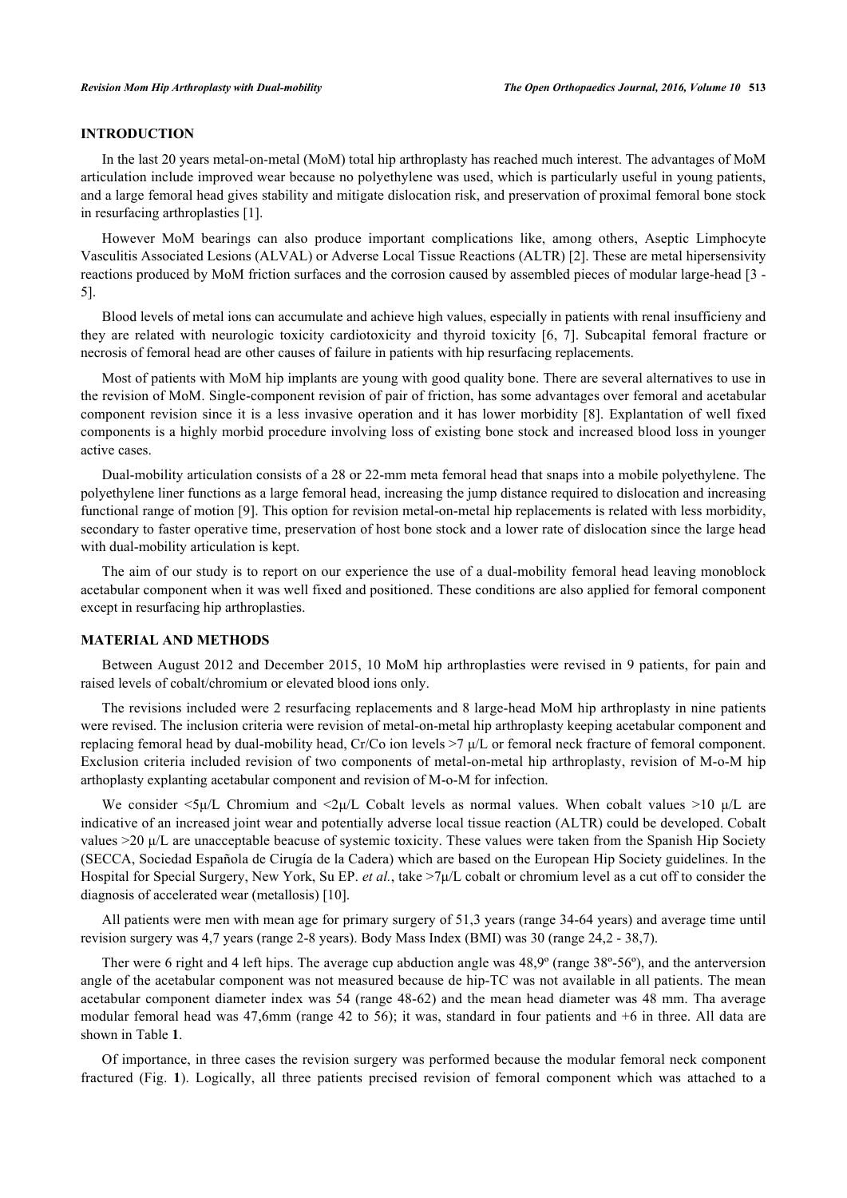## INTRODUCTION

In the last 20 years metal-on-metal (MoM) total hip arthroplasty has reached much interest. The advantages of MoM articulation include improved wear because no polyethylene was used, which is particularly useful in young patients, and a large femoral head gives stability and mitigate dislocation risk, and preservation of proximal femoral bone stock in resurfacing arthroplasties [1].

However MoM bearings can also produce important complications like, among others, Aseptic Limphocyte Vasculitis Associated Lesions (ALVAL) or Adverse Local Tissue Reactions (ALTR) [2]. These are metal hipersensivity reactions produced by MoM friction surfaces and the corrosion caused by assembled pieces of modular large-head [3 - 5].

Blood levels of metal ions can accumulate and achieve high values, especially in patients with renal insufficieny and they are related with neurologic toxicity cardiotoxicity and thyroid toxicity [6, 7]. Subcapital femoral fracture or necrosis of femoral head are other causes of failure in patients with hip resurfacing replacements.

Most of patients with MoM hip implants are young with good quality bone. There are several alternatives to use in the revision of MoM. Single-component revision of pair of friction, has some advantages over femoral and acetabular component revision since it is a less invasive operation and it has lower morbidity [8]. Explantation of well fixed components is a highly morbid procedure involving loss of existing bone stock and increased blood loss in younger active cases.

Dual-mobility articulation consists of a 28 or 22-mm meta femoral head that snaps into a mobile polyethylene. The polyethylene liner functions as a large femoral head, increasing the jump distance required to dislocation and increasing functional range of motion [9]. This option for revision metal-on-metal hip replacements is related with less morbidity, secondary to faster operative time, preservation of host bone stock and a lower rate of dislocation since the large head with dual-mobility articulation is kept.

The aim of our study is to report on our experience the use of a dual-mobility femoral head leaving monoblock acetabular component when it was well fixed and positioned. These conditions are also applied for femoral component except in resurfacing hip arthroplasties.

## MATERIAL AND METHODS

Between August 2012 and December 2015, 10 MoM hip arthroplasties were revised in 9 patients, for pain and raised levels of cobalt/chromium or elevated blood ions only.

The revisions included were 2 resurfacing replacements and 8 large-head MoM hip arthroplasty in nine patients were revised. The inclusion criteria were revision of metal-on-metal hip arthroplasty keeping acetabular component and replacing femoral head by dual-mobility head, Cr/Co ion levels >7 μ/L or femoral neck fracture of femoral component. Exclusion criteria included revision of two components of metal-on-metal hip arthroplasty, revision of M-o-M hip arthoplasty explanting acetabular component and revision of M-o-M for infection.

We consider <5μ/L Chromium and <2μ/L Cobalt levels as normal values. When cobalt values >10 μ/L are indicative of an increased joint wear and potentially adverse local tissue reaction (ALTR) could be developed. Cobalt values >20 μ/L are unacceptable beacuse of systemic toxicity. These values were taken from the Spanish Hip Society (SECCA, Sociedad Española de Cirugía de la Cadera) which are based on the European Hip Society guidelines. In the Hospital for Special Surgery, New York, Su EP. *et al.*, take >7μ/L cobalt or chromium level as a cut off to consider the diagnosis of accelerated wear (metallosis) [10].

All patients were men with mean age for primary surgery of 51,3 years (range 34-64 years) and average time until revision surgery was 4,7 years (range 2-8 years). Body Mass Index (BMI) was 30 (range 24,2 - 38,7).

Ther were 6 right and 4 left hips. The average cup abduction angle was 48,9º (range 38º-56º), and the anterversion angle of the acetabular component was not measured because de hip-TC was not available in all patients. The mean acetabular component diameter index was 54 (range 48-62) and the mean head diameter was 48 mm. Tha average modular femoral head was 47,6mm (range 42 to 56); it was, standard in four patients and +6 in three. All data are shown in Table **1**.

Of importance, in three cases the revision surgery was performed because the modular femoral neck component fractured (Fig. **1**). Logically, all three patients precised revision of femoral component which was attached to a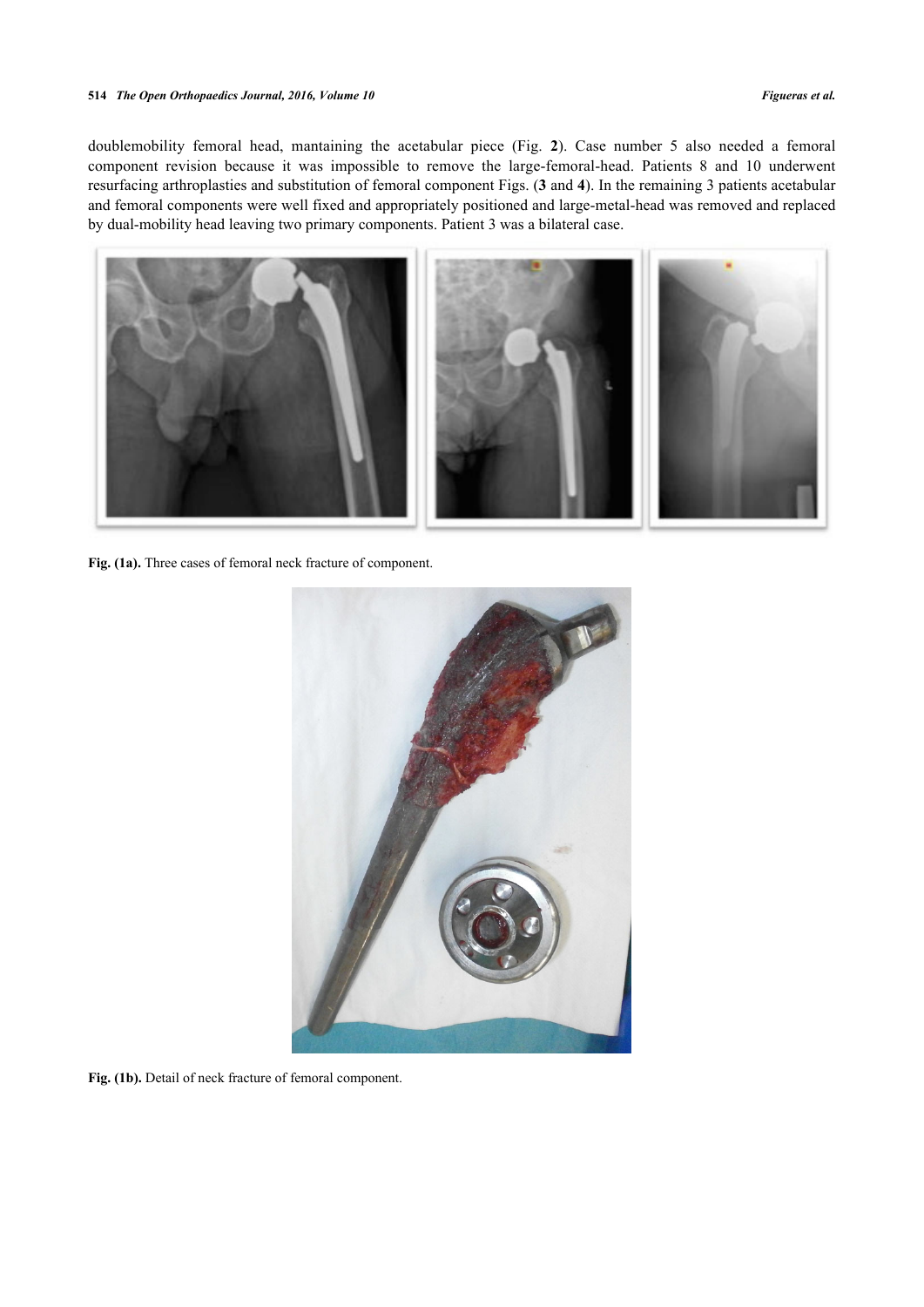doublemobility femoral head, mantaining the acetabular piece (Fig. **2**). Case number 5 also needed a femoral component revision because it was impossible to remove the large-femoral-head. Patients 8 and 10 underwent resurfacing arthroplasties and substitution of femoral component Figs. (**3** and **4**). In the remaining 3 patients acetabular and femoral components were well fixed and appropriately positioned and large-metal-head was removed and replaced by dual-mobility head leaving two primary components. Patient 3 was a bilateral case.

**Fig. (1a).** Three cases of femoral neck fracture of component.

**Fig. (1b).** Detail of neck fracture of femoral component.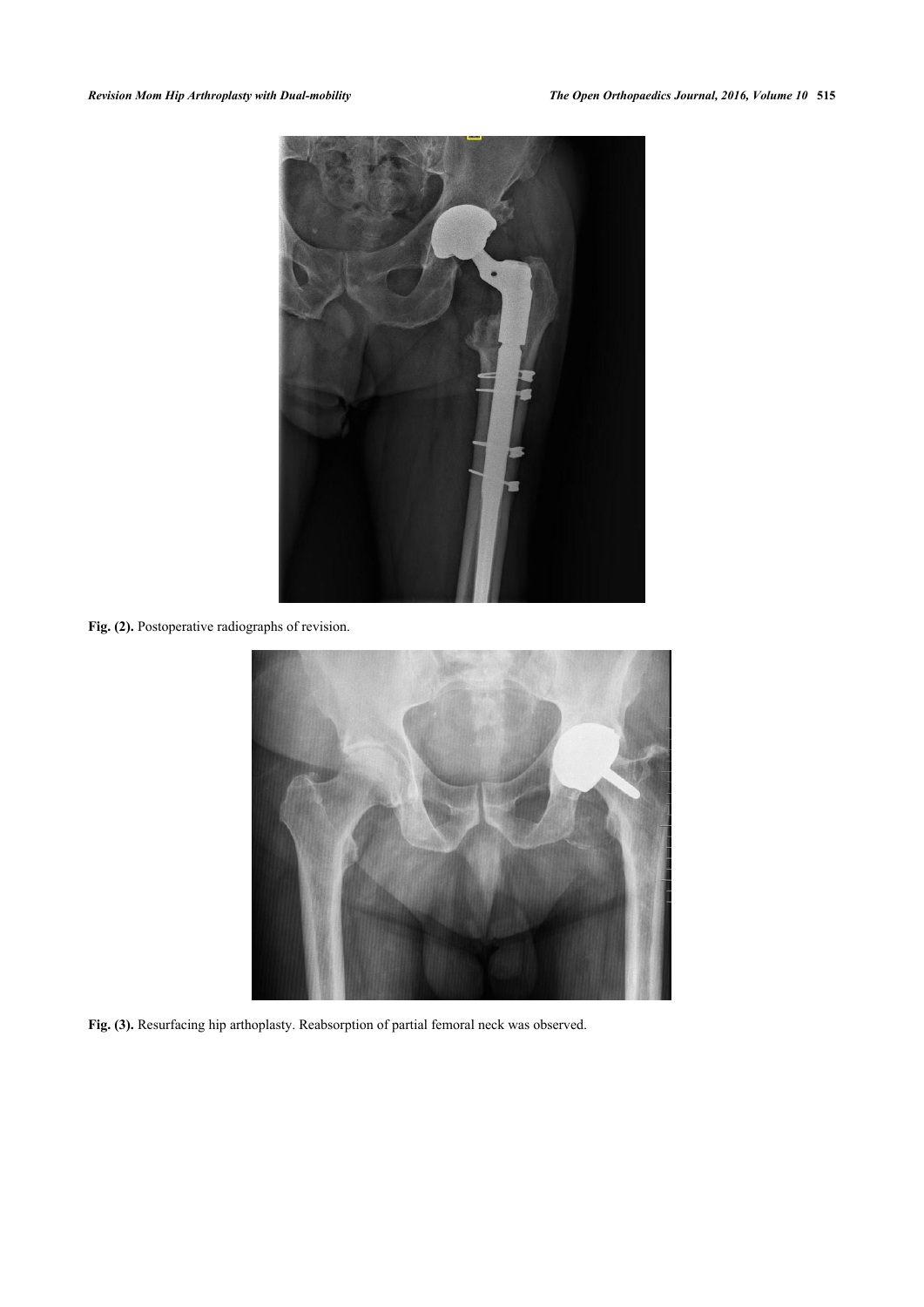**Fig. (2).** Postoperative radiographs of revision.

**Fig. (3).** Resurfacing hip arthoplasty. Reabsorption of partial femoral neck was observed.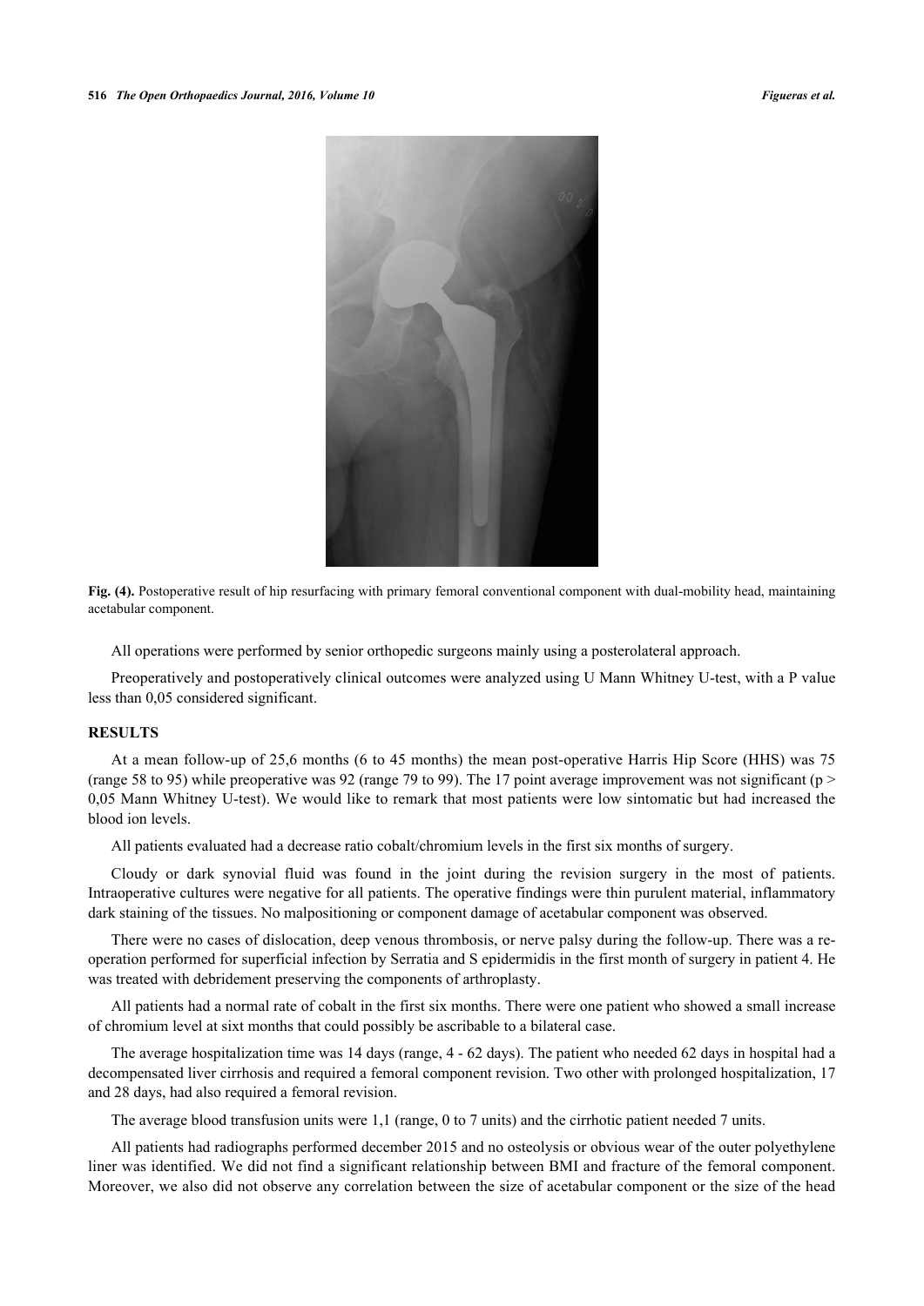**Fig. (4).** Postoperative result of hip resurfacing with primary femoral conventional component with dual-mobility head, maintaining acetabular component.

All operations were performed by senior orthopedic surgeons mainly using a posterolateral approach.

Preoperatively and postoperatively clinical outcomes were analyzed using U Mann Whitney U-test, with a P value less than 0,05 considered significant.

## RESULTS

At a mean follow-up of 25,6 months (6 to 45 months) the mean post-operative Harris Hip Score (HHS) was 75 (range 58 to 95) while preoperative was 92 (range 79 to 99). The 17 point average improvement was not significant ($p >$ 0,05 Mann Whitney U-test). We would like to remark that most patients were low sintomatic but had increased the blood ion levels.

All patients evaluated had a decrease ratio cobalt/chromium levels in the first six months of surgery.

Cloudy or dark synovial fluid was found in the joint during the revision surgery in the most of patients. Intraoperative cultures were negative for all patients. The operative findings were thin purulent material, inflammatory dark staining of the tissues. No malpositioning or component damage of acetabular component was observed.

There were no cases of dislocation, deep venous thrombosis, or nerve palsy during the follow-up. There was a re-operation performed for superficial infection by Serratia and S epidermidis in the first month of surgery in patient 4. He was treated with debridement preserving the components of arthroplasty.

All patients had a normal rate of cobalt in the first six months. There were one patient who showed a small increase of chromium level at sixt months that could possibly be ascribable to a bilateral case.

The average hospitalization time was 14 days (range, 4 - 62 days). The patient who needed 62 days in hospital had a decompensated liver cirrhosis and required a femoral component revision. Two other with prolonged hospitalization, 17 and 28 days, had also required a femoral revision.

The average blood transfusion units were 1,1 (range, 0 to 7 units) and the cirrhotic patient needed 7 units.

All patients had radiographs performed december 2015 and no osteolysis or obvious wear of the outer polyethylene liner was identified. We did not find a significant relationship between BMI and fracture of the femoral component. Moreover, we also did not observe any correlation between the size of acetabular component or the size of the head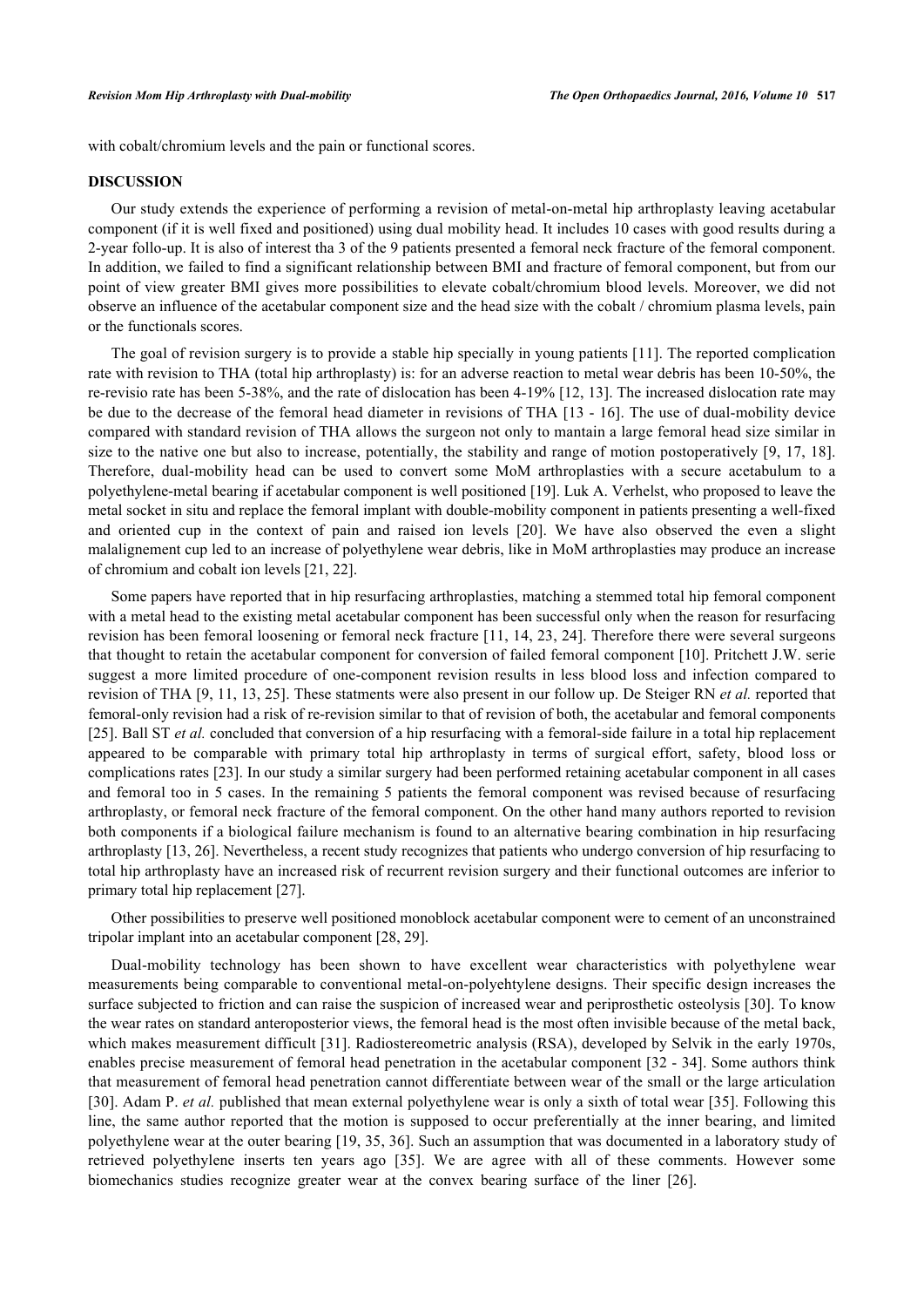with cobalt/chromium levels and the pain or functional scores.

## DISCUSSION

Our study extends the experience of performing a revision of metal-on-metal hip arthroplasty leaving acetabular component (if it is well fixed and positioned) using dual mobility head. It includes 10 cases with good results during a 2-year follo-up. It is also of interest tha 3 of the 9 patients presented a femoral neck fracture of the femoral component. In addition, we failed to find a significant relationship between BMI and fracture of femoral component, but from our point of view greater BMI gives more possibilities to elevate cobalt/chromium blood levels. Moreover, we did not observe an influence of the acetabular component size and the head size with the cobalt / chromium plasma levels, pain or the functionals scores.

The goal of revision surgery is to provide a stable hip specially in young patients [11]. The reported complication rate with revision to THA (total hip arthroplasty) is: for an adverse reaction to metal wear debris has been 10-50%, the re-revisio rate has been 5-38%, and the rate of dislocation has been 4-19% [12, 13]. The increased dislocation rate may be due to the decrease of the femoral head diameter in revisions of THA [13 - 16]. The use of dual-mobility device compared with standard revision of THA allows the surgeon not only to mantain a large femoral head size similar in size to the native one but also to increase, potentially, the stability and range of motion postoperatively [9, 17, 18]. Therefore, dual-mobility head can be used to convert some MoM arthroplasties with a secure acetabulum to a polyethylene-metal bearing if acetabular component is well positioned [19]. Luk A. Verhelst, who proposed to leave the metal socket in situ and replace the femoral implant with double-mobility component in patients presenting a well-fixed and oriented cup in the context of pain and raised ion levels [20]. We have also observed the even a slight malalignement cup led to an increase of polyethylene wear debris, like in MoM arthroplasties may produce an increase of chromium and cobalt ion levels [21, 22].

Some papers have reported that in hip resurfacing arthroplasties, matching a stemmed total hip femoral component with a metal head to the existing metal acetabular component has been successful only when the reason for resurfacing revision has been femoral loosening or femoral neck fracture [11, 14, 23, 24]. Therefore there were several surgeons that thought to retain the acetabular component for conversion of failed femoral component [10]. Pritchett J.W. serie suggest a more limited procedure of one-component revision results in less blood loss and infection compared to revision of THA [9, 11, 13, 25]. These statments were also present in our follow up. De Steiger RN *et al.* reported that femoral-only revision had a risk of re-revision similar to that of revision of both, the acetabular and femoral components [25]. Ball ST *et al.* concluded that conversion of a hip resurfacing with a femoral-side failure in a total hip replacement appeared to be comparable with primary total hip arthroplasty in terms of surgical effort, safety, blood loss or complications rates [23]. In our study a similar surgery had been performed retaining acetabular component in all cases and femoral too in 5 cases. In the remaining 5 patients the femoral component was revised because of resurfacing arthroplasty, or femoral neck fracture of the femoral component. On the other hand many authors reported to revision both components if a biological failure mechanism is found to an alternative bearing combination in hip resurfacing arthroplasty [13, 26]. Nevertheless, a recent study recognizes that patients who undergo conversion of hip resurfacing to total hip arthroplasty have an increased risk of recurrent revision surgery and their functional outcomes are inferior to primary total hip replacement [27].

Other possibilities to preserve well positioned monoblock acetabular component were to cement of an unconstrained tripolar implant into an acetabular component [28, 29].

Dual-mobility technology has been shown to have excellent wear characteristics with polyethylene wear measurements being comparable to conventional metal-on-polyehtylene designs. Their specific design increases the surface subjected to friction and can raise the suspicion of increased wear and periprosthetic osteolysis [30]. To know the wear rates on standard anteroposterior views, the femoral head is the most often invisible because of the metal back, which makes measurement difficult [31]. Radiostereometric analysis (RSA), developed by Selvik in the early 1970s, enables precise measurement of femoral head penetration in the acetabular component [32 - 34]. Some authors think that measurement of femoral head penetration cannot differentiate between wear of the small or the large articulation [30]. Adam P. *et al.* published that mean external polyethylene wear is only a sixth of total wear [35]. Following this line, the same author reported that the motion is supposed to occur preferentially at the inner bearing, and limited polyethylene wear at the outer bearing [19, 35, 36]. Such an assumption that was documented in a laboratory study of retrieved polyethylene inserts ten years ago [35]. We are agree with all of these comments. However some biomechanics studies recognize greater wear at the convex bearing surface of the liner [26].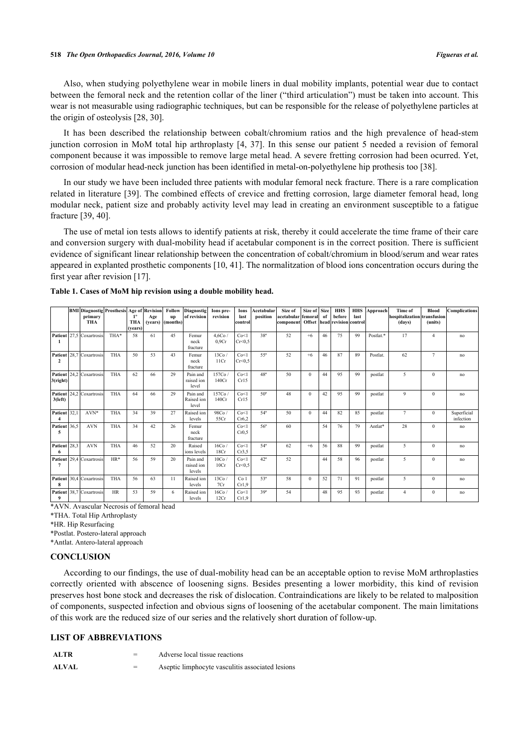Also, when studying polyethylene wear in mobile liners in dual mobility implants, potential wear due to contact between the femoral neck and the retention collar of the liner ("third articulation") must be taken into account. This wear is not measurable using radiographic techniques, but can be responsible for the release of polyethylene particles at the origin of osteolysis [28, 30].

It has been described the relationship between cobalt/chromium ratios and the high prevalence of head-stem junction corrosion in MoM total hip arthroplasty [4, 37]. In this sense our patient 5 needed a revision of femoral component because it was impossible to remove large metal head. A severe fretting corrosion had been ocurred. Yet, corrosion of modular head-neck junction has been identified in metal-on-polyethylene hip prothesis too [38].

In our study we have been included three patients with modular femoral neck fracture. There is a rare complication related in literature [39]. The combined effects of crevice and fretting corrosion, large diameter femoral head, long modular neck, patient size and probably activity level may lead in creating an environment susceptible to a fatigue fracture [39, 40].

The use of metal ion tests allows to identify patients at risk, thereby it could accelerate the time frame of their care and conversion surgery with dual-mobility head if acetabular component is in the correct position. There is sufficient evidence of significant linear relationship between the concentration of cobalt/chromium in blood/serum and wear rates appeared in explanted prosthetic components [10, 41]. The normalitzation of blood ions concentration occurs during the first year after revision [17].

**Table 1. Cases of MoM hip revision using a double mobility head.**

| | BMI | Diagnostig primary THA | Prosthesis | Age of 1º THA (years) | Revision Age (years) | Follow up (months) | Diagnostig of revision | Ions pre-revision | Ions last control | Acetabular position | Size of acetabular component | Size of femoral Offset | Size of head | HHS before revision | HHS last control | Approach | Time of hospitalization (days) | Blood transfusion (units) | Complications |
|---|---|---|---|---|---|---|---|---|---|---|---|---|---|---|---|---|---|---|---|
| Patient 1 | 27,5 | Coxartrosis | THA* | 58 | 61 | 45 | Femur neck fracture | 4,6Co / 0,9Cr | Co<1 Cr<0,5 | 38º | 52 | +6 | 46 | 75 | 99 | Postlat.* | 17 | 4 | no |
| Patient 2 | 28,7 | Coxartrosis | THA | 50 | 53 | 43 | Femur neck fracture | 13Co / 11Cr | Co<1 Cr<0,5 | 55º | 52 | +6 | 46 | 87 | 89 | Postlat. | 62 | 7 | no |
| Patient 3(right) | 24,2 | Coxartrosis | THA | 62 | 66 | 29 | Pain and raised ion level | 157Co / 140Cr | Co<1 Cr15 | 48º | 50 | 0 | 44 | 95 | 99 | postlat | 5 | 0 | no |
| Patient 3(left) | 24,2 | Coxartrosis | THA | 64 | 66 | 29 | Pain and Raised ion level | 157Co / 140Cr | Co<1 Cr15 | 50º | 48 | 0 | 42 | 95 | 99 | postlat | 9 | 0 | no |
| Patient 4 | 32,1 | AVN* | THA | 34 | 39 | 27 | Raised ion levels | 98Co / 55Cr | Co<1 Cr6,2 | 54º | 50 | 0 | 44 | 82 | 85 | postlat | 7 | 0 | Superficial infection |
| Patient 5 | 36,5 | AVN | THA | 34 | 42 | 26 | Femur neck fracture | | Co<1 Cr0,5 | 56º | 60 | | 54 | 76 | 79 | Antlat* | 28 | 0 | no |
| Patient 6 | 28,3 | AVN | THA | 46 | 52 | 20 | Raised ions levels | 16Co / 18Cr | Co<1 Cr3,5 | 54º | 62 | +6 | 56 | 88 | 99 | postlat | 5 | 0 | no |
| Patient 7 | 29,4 | Coxartrosis | HR* | 56 | 59 | 20 | Pain and raised ion levels | 10Co / 10Cr | Co<1 Cr<0,5 | 42º | 52 | | 44 | 58 | 96 | postlat | 5 | 0 | no |
| Patient 8 | 30,4 | Coxartrosis | THA | 56 | 63 | 11 | Raised ion levels | 13Co / 7Cr | Co 1 Cr1,9 | 53º | 58 | 0 | 52 | 71 | 91 | postlat | 5 | 0 | no |
| Patient 9 | 38,7 | Coxartrosis | HR | 53 | 59 | 6 | Raised ion levels | 16Co / 12Cr | Co<1 Cr1,9 | 39º | 54 | | 48 | 95 | 93 | postlat | 4 | 0 | no |

*AVN. Avascular Necrosis of femoral head

*THA. Total Hip Arthroplasty

*HR. Hip Resurfacing

*Postlat. Postero-lateral approach

*Antlat. Antero-lateral approach

## CONCLUSION

According to our findings, the use of dual-mobility head can be an acceptable option to revise MoM arthroplasties correctly oriented with abscence of loosening signs. Besides presenting a lower morbidity, this kind of revision preserves host bone stock and decreases the risk of dislocation. Contraindications are likely to be related to malposition of components, suspected infection and obvious signs of loosening of the acetabular component. The main limitations of this work are the reduced size of our series and the relatively short duration of follow-up.

## LIST OF ABBREVIATIONS

| | | |
|---|---|---|
| **ALTR** | = | Adverse local tissue reactions |
| **ALVAL** | = | Aseptic limphocyte vasculitis associated lesions |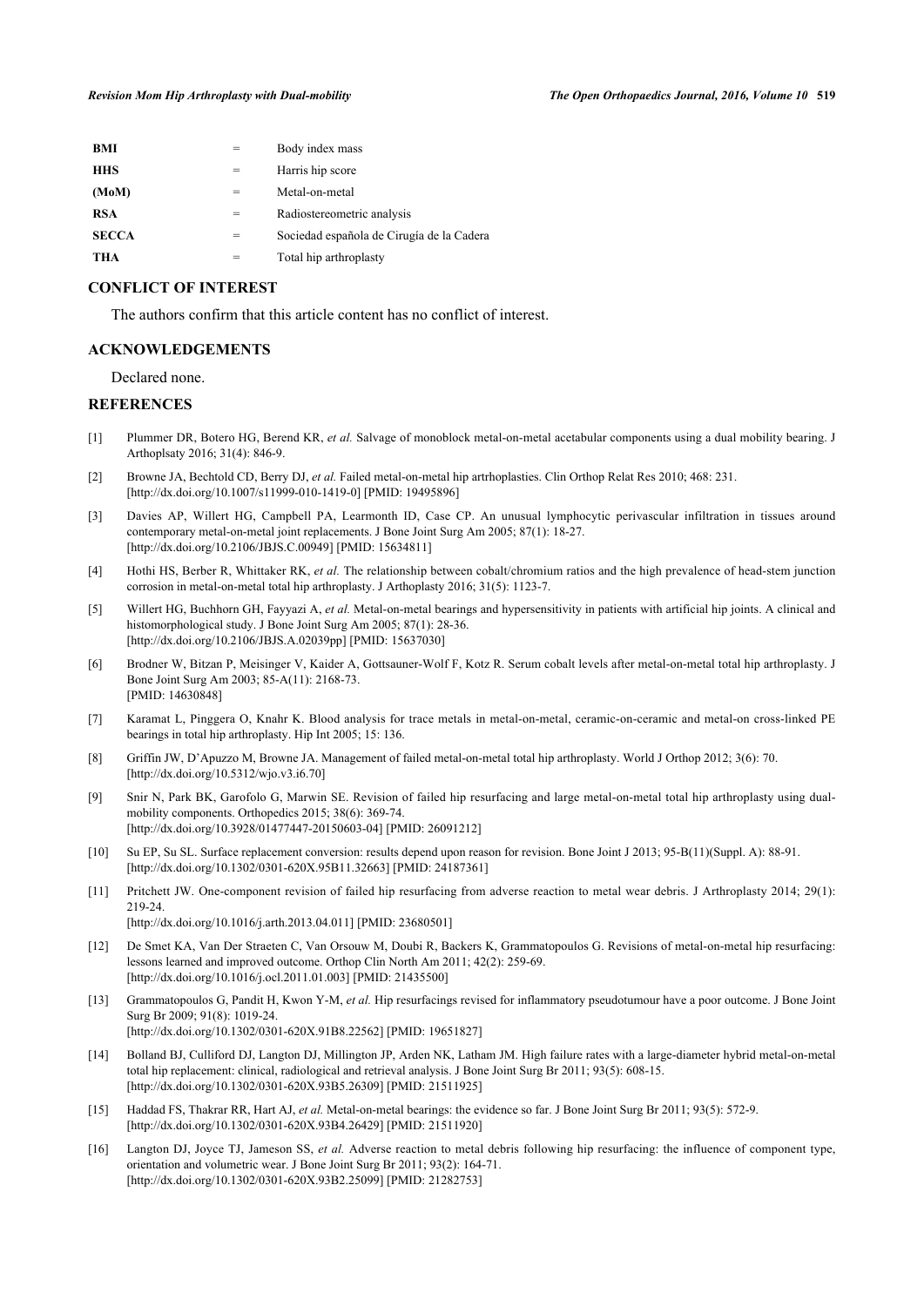| | | |
|---|---|---|
| **BMI** | = | Body index mass |
| **HHS** | = | Harris hip score |
| **(MoM)** | = | Metal-on-metal |
| **RSA** | = | Radiostereometric analysis |
| **SECCA** | = | Sociedad española de Cirugía de la Cadera |
| **THA** | = | Total hip arthroplasty |

## CONFLICT OF INTEREST

The authors confirm that this article content has no conflict of interest.

## ACKNOWLEDGEMENTS

Declared none.

## REFERENCES

[1] Plummer DR, Botero HG, Berend KR, *et al.* Salvage of monoblock metal-on-metal acetabular components using a dual mobility bearing. J Arthoplsaty 2016; 31(4): 846-9.

[2] Browne JA, Bechtold CD, Berry DJ, *et al.* Failed metal-on-metal hip artrhoplasties. Clin Orthop Relat Res 2010; 468: 231. [http://dx.doi.org/10.1007/s11999-010-1419-0] [PMID: 19495896]

[3] Davies AP, Willert HG, Campbell PA, Learmonth ID, Case CP. An unusual lymphocytic perivascular infiltration in tissues around contemporary metal-on-metal joint replacements. J Bone Joint Surg Am 2005; 87(1): 18-27. [http://dx.doi.org/10.2106/JBJS.C.00949] [PMID: 15634811]

[4] Hothi HS, Berber R, Whittaker RK, *et al.* The relationship between cobalt/chromium ratios and the high prevalence of head-stem junction corrosion in metal-on-metal total hip arthroplasty. J Arthoplasty 2016; 31(5): 1123-7.

[5] Willert HG, Buchhorn GH, Fayyazi A, *et al.* Metal-on-metal bearings and hypersensitivity in patients with artificial hip joints. A clinical and histomorphological study. J Bone Joint Surg Am 2005; 87(1): 28-36. [http://dx.doi.org/10.2106/JBJS.A.02039pp] [PMID: 15637030]

[6] Brodner W, Bitzan P, Meisinger V, Kaider A, Gottsauner-Wolf F, Kotz R. Serum cobalt levels after metal-on-metal total hip arthroplasty. J Bone Joint Surg Am 2003; 85-A(11): 2168-73. [PMID: 14630848]

[7] Karamat L, Pinggera O, Knahr K. Blood analysis for trace metals in metal-on-metal, ceramic-on-ceramic and metal-on cross-linked PE bearings in total hip arthroplasty. Hip Int 2005; 15: 136.

[8] Griffin JW, D'Apuzzo M, Browne JA. Management of failed metal-on-metal total hip arthroplasty. World J Orthop 2012; 3(6): 70. [http://dx.doi.org/10.5312/wjo.v3.i6.70]

[9] Snir N, Park BK, Garofolo G, Marwin SE. Revision of failed hip resurfacing and large metal-on-metal total hip arthroplasty using dual-mobility components. Orthopedics 2015; 38(6): 369-74. [http://dx.doi.org/10.3928/01477447-20150603-04] [PMID: 26091212]

[10] Su EP, Su SL. Surface replacement conversion: results depend upon reason for revision. Bone Joint J 2013; 95-B(11)(Suppl. A): 88-91. [http://dx.doi.org/10.1302/0301-620X.95B11.32663] [PMID: 24187361]

[11] Pritchett JW. One-component revision of failed hip resurfacing from adverse reaction to metal wear debris. J Arthroplasty 2014; 29(1): 219-24. [http://dx.doi.org/10.1016/j.arth.2013.04.011] [PMID: 23680501]

[12] De Smet KA, Van Der Straeten C, Van Orsouw M, Doubi R, Backers K, Grammatopoulos G. Revisions of metal-on-metal hip resurfacing: lessons learned and improved outcome. Orthop Clin North Am 2011; 42(2): 259-69. [http://dx.doi.org/10.1016/j.ocl.2011.01.003] [PMID: 21435500]

[13] Grammatopoulos G, Pandit H, Kwon Y-M, *et al.* Hip resurfacings revised for inflammatory pseudotumour have a poor outcome. J Bone Joint Surg Br 2009; 91(8): 1019-24. [http://dx.doi.org/10.1302/0301-620X.91B8.22562] [PMID: 19651827]

[14] Bolland BJ, Culliford DJ, Langton DJ, Millington JP, Arden NK, Latham JM. High failure rates with a large-diameter hybrid metal-on-metal total hip replacement: clinical, radiological and retrieval analysis. J Bone Joint Surg Br 2011; 93(5): 608-15. [http://dx.doi.org/10.1302/0301-620X.93B5.26309] [PMID: 21511925]

[15] Haddad FS, Thakrar RR, Hart AJ, *et al.* Metal-on-metal bearings: the evidence so far. J Bone Joint Surg Br 2011; 93(5): 572-9. [http://dx.doi.org/10.1302/0301-620X.93B4.26429] [PMID: 21511920]

[16] Langton DJ, Joyce TJ, Jameson SS, *et al.* Adverse reaction to metal debris following hip resurfacing: the influence of component type, orientation and volumetric wear. J Bone Joint Surg Br 2011; 93(2): 164-71. [http://dx.doi.org/10.1302/0301-620X.93B2.25099] [PMID: 21282753]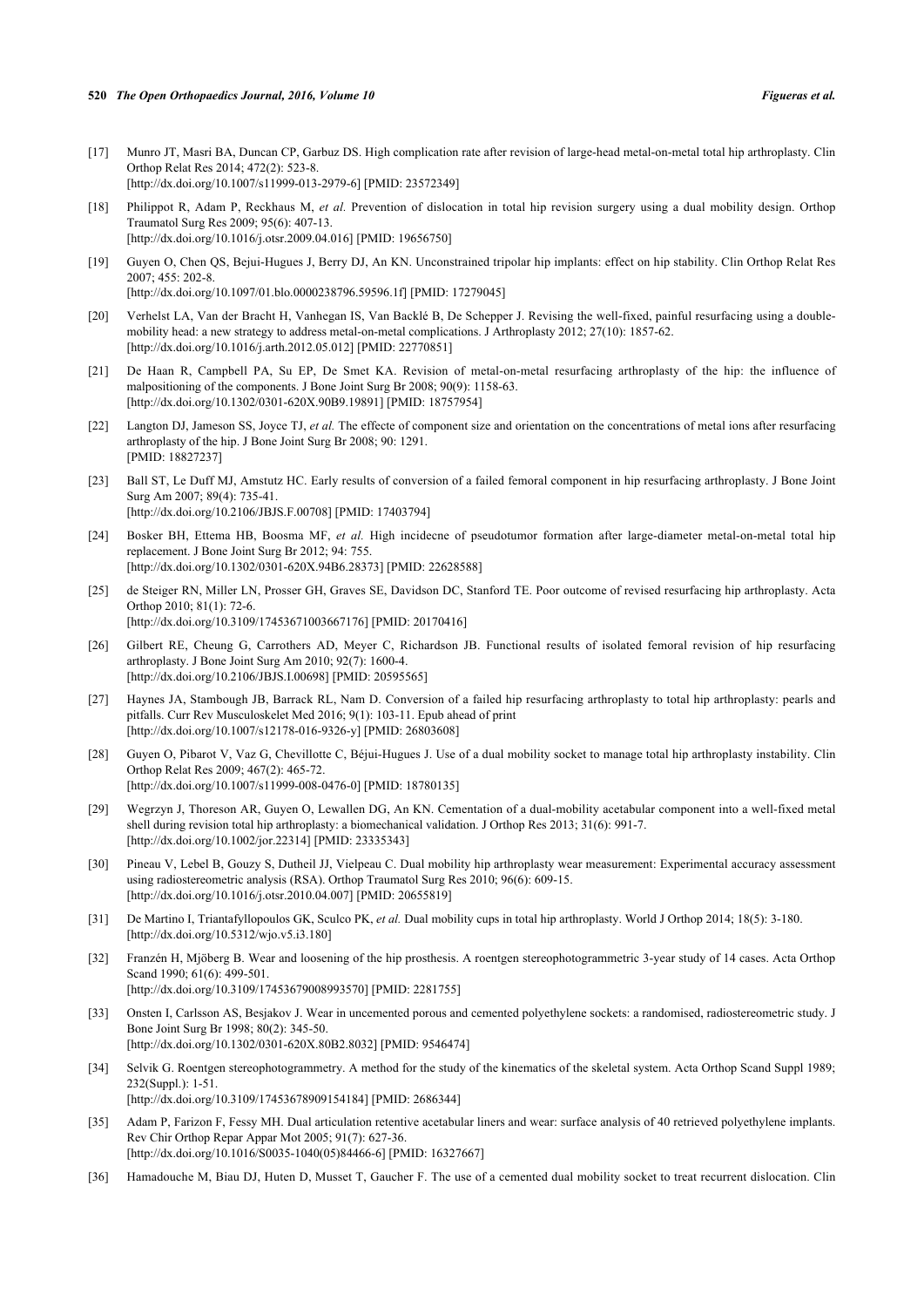[17] Munro JT, Masri BA, Duncan CP, Garbuz DS. High complication rate after revision of large-head metal-on-metal total hip arthroplasty. Clin Orthop Relat Res 2014; 472(2): 523-8.
[http://dx.doi.org/10.1007/s11999-013-2979-6] [PMID: 23572349]

[18] Philippot R, Adam P, Reckhaus M, *et al.* Prevention of dislocation in total hip revision surgery using a dual mobility design. Orthop Traumatol Surg Res 2009; 95(6): 407-13.
[http://dx.doi.org/10.1016/j.otsr.2009.04.016] [PMID: 19656750]

[19] Guyen O, Chen QS, Bejui-Hugues J, Berry DJ, An KN. Unconstrained tripolar hip implants: effect on hip stability. Clin Orthop Relat Res 2007; 455: 202-8.
[http://dx.doi.org/10.1097/01.blo.0000238796.59596.1f] [PMID: 17279045]

[20] Verhelst LA, Van der Bracht H, Vanhegan IS, Van Backlé B, De Schepper J. Revising the well-fixed, painful resurfacing using a double-mobility head: a new strategy to address metal-on-metal complications. J Arthroplasty 2012; 27(10): 1857-62.
[http://dx.doi.org/10.1016/j.arth.2012.05.012] [PMID: 22770851]

[21] De Haan R, Campbell PA, Su EP, De Smet KA. Revision of metal-on-metal resurfacing arthroplasty of the hip: the influence of malpositioning of the components. J Bone Joint Surg Br 2008; 90(9): 1158-63.
[http://dx.doi.org/10.1302/0301-620X.90B9.19891] [PMID: 18757954]

[22] Langton DJ, Jameson SS, Joyce TJ, *et al.* The effecte of component size and orientation on the concentrations of metal ions after resurfacing arthroplasty of the hip. J Bone Joint Surg Br 2008; 90: 1291.
[PMID: 18827237]

[23] Ball ST, Le Duff MJ, Amstutz HC. Early results of conversion of a failed femoral component in hip resurfacing arthroplasty. J Bone Joint Surg Am 2007; 89(4): 735-41.
[http://dx.doi.org/10.2106/JBJS.F.00708] [PMID: 17403794]

[24] Bosker BH, Ettema HB, Boosma MF, *et al.* High incidecne of pseudotumor formation after large-diameter metal-on-metal total hip replacement. J Bone Joint Surg Br 2012; 94: 755.
[http://dx.doi.org/10.1302/0301-620X.94B6.28373] [PMID: 22628588]

[25] de Steiger RN, Miller LN, Prosser GH, Graves SE, Davidson DC, Stanford TE. Poor outcome of revised resurfacing hip arthroplasty. Acta Orthop 2010; 81(1): 72-6.
[http://dx.doi.org/10.3109/17453671003667176] [PMID: 20170416]

[26] Gilbert RE, Cheung G, Carrothers AD, Meyer C, Richardson JB. Functional results of isolated femoral revision of hip resurfacing arthroplasty. J Bone Joint Surg Am 2010; 92(7): 1600-4.
[http://dx.doi.org/10.2106/JBJS.I.00698] [PMID: 20595565]

[27] Haynes JA, Stambough JB, Barrack RL, Nam D. Conversion of a failed hip resurfacing arthroplasty to total hip arthroplasty: pearls and pitfalls. Curr Rev Musculoskelet Med 2016; 9(1): 103-11. Epub ahead of print
[http://dx.doi.org/10.1007/s12178-016-9326-y] [PMID: 26803608]

[28] Guyen O, Pibarot V, Vaz G, Chevillotte C, Béjui-Hugues J. Use of a dual mobility socket to manage total hip arthroplasty instability. Clin Orthop Relat Res 2009; 467(2): 465-72.
[http://dx.doi.org/10.1007/s11999-008-0476-0] [PMID: 18780135]

[29] Wegrzyn J, Thoreson AR, Guyen O, Lewallen DG, An KN. Cementation of a dual-mobility acetabular component into a well-fixed metal shell during revision total hip arthroplasty: a biomechanical validation. J Orthop Res 2013; 31(6): 991-7.
[http://dx.doi.org/10.1002/jor.22314] [PMID: 23335343]

[30] Pineau V, Lebel B, Gouzy S, Dutheil JJ, Vielpeau C. Dual mobility hip arthroplasty wear measurement: Experimental accuracy assessment using radiostereometric analysis (RSA). Orthop Traumatol Surg Res 2010; 96(6): 609-15.
[http://dx.doi.org/10.1016/j.otsr.2010.04.007] [PMID: 20655819]

[31] De Martino I, Triantafyllopoulos GK, Sculco PK, *et al.* Dual mobility cups in total hip arthroplasty. World J Orthop 2014; 18(5): 3-180.
[http://dx.doi.org/10.5312/wjo.v5.i3.180]

[32] Franzén H, Mjöberg B. Wear and loosening of the hip prosthesis. A roentgen stereophotogrammetric 3-year study of 14 cases. Acta Orthop Scand 1990; 61(6): 499-501.
[http://dx.doi.org/10.3109/17453679008993570] [PMID: 2281755]

[33] Onsten I, Carlsson AS, Besjakov J. Wear in uncemented porous and cemented polyethylene sockets: a randomised, radiostereometric study. J Bone Joint Surg Br 1998; 80(2): 345-50.
[http://dx.doi.org/10.1302/0301-620X.80B2.8032] [PMID: 9546474]

[34] Selvik G. Roentgen stereophotogrammetry. A method for the study of the kinematics of the skeletal system. Acta Orthop Scand Suppl 1989; 232(Suppl.): 1-51.
[http://dx.doi.org/10.3109/17453678909154184] [PMID: 2686344]

[35] Adam P, Farizon F, Fessy MH. Dual articulation retentive acetabular liners and wear: surface analysis of 40 retrieved polyethylene implants. Rev Chir Orthop Repar Appar Mot 2005; 91(7): 627-36.
[http://dx.doi.org/10.1016/S0035-1040(05)84466-6] [PMID: 16327667]

[36] Hamadouche M, Biau DJ, Huten D, Musset T, Gaucher F. The use of a cemented dual mobility socket to treat recurrent dislocation. Clin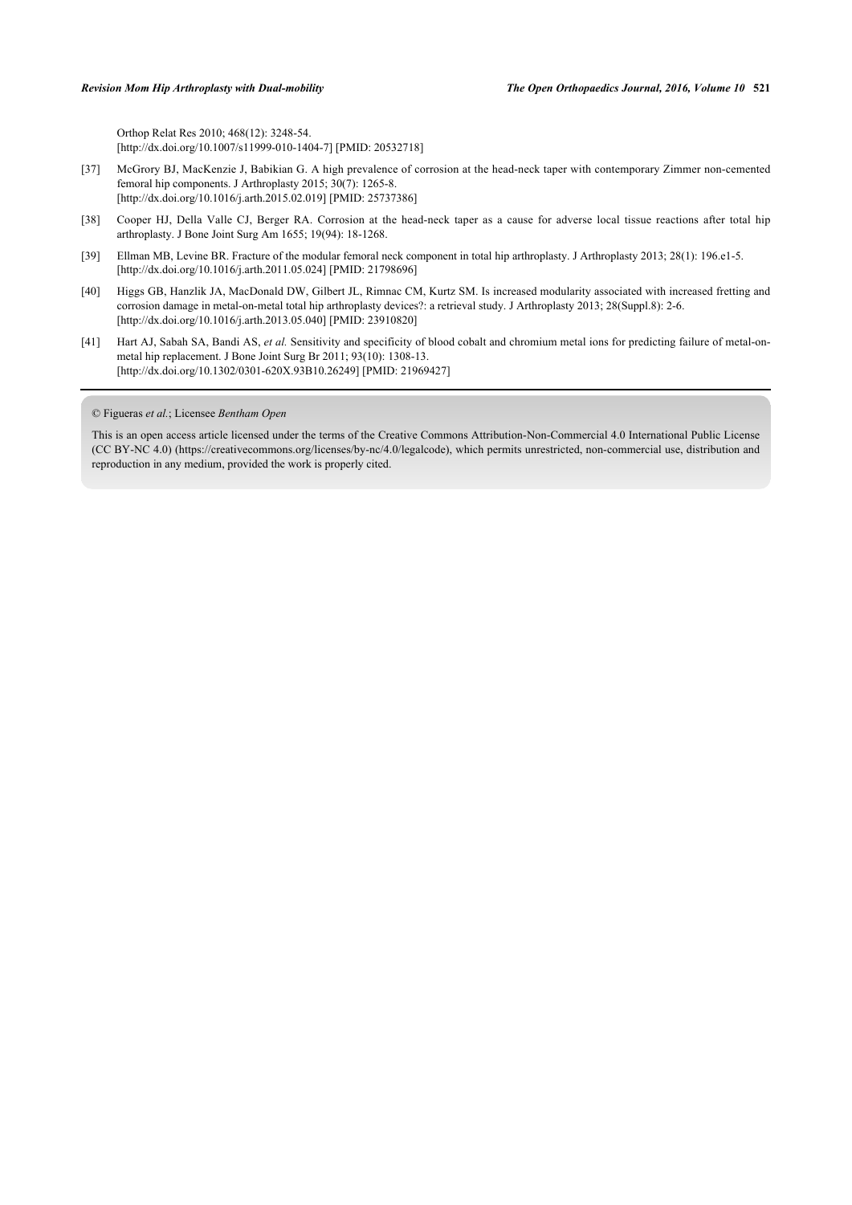Orthop Relat Res 2010; 468(12): 3248-54.
[http://dx.doi.org/10.1007/s11999-010-1404-7] [PMID: 20532718]

[37] McGrory BJ, MacKenzie J, Babikian G. A high prevalence of corrosion at the head-neck taper with contemporary Zimmer non-cemented femoral hip components. J Arthroplasty 2015; 30(7): 1265-8.
[http://dx.doi.org/10.1016/j.arth.2015.02.019] [PMID: 25737386]

[38] Cooper HJ, Della Valle CJ, Berger RA. Corrosion at the head-neck taper as a cause for adverse local tissue reactions after total hip arthroplasty. J Bone Joint Surg Am 1655; 19(94): 18-1268.

[39] Ellman MB, Levine BR. Fracture of the modular femoral neck component in total hip arthroplasty. J Arthroplasty 2013; 28(1): 196.e1-5.
[http://dx.doi.org/10.1016/j.arth.2011.05.024] [PMID: 21798696]

[40] Higgs GB, Hanzlik JA, MacDonald DW, Gilbert JL, Rimnac CM, Kurtz SM. Is increased modularity associated with increased fretting and corrosion damage in metal-on-metal total hip arthroplasty devices?: a retrieval study. J Arthroplasty 2013; 28(Suppl.8): 2-6.
[http://dx.doi.org/10.1016/j.arth.2013.05.040] [PMID: 23910820]

[41] Hart AJ, Sabah SA, Bandi AS, *et al.* Sensitivity and specificity of blood cobalt and chromium metal ions for predicting failure of metal-on-metal hip replacement. J Bone Joint Surg Br 2011; 93(10): 1308-13.
[http://dx.doi.org/10.1302/0301-620X.93B10.26249] [PMID: 21969427]

© Figueras *et al.*; Licensee *Bentham Open*

This is an open access article licensed under the terms of the Creative Commons Attribution-Non-Commercial 4.0 International Public License (CC BY-NC 4.0) (https://creativecommons.org/licenses/by-nc/4.0/legalcode), which permits unrestricted, non-commercial use, distribution and reproduction in any medium, provided the work is properly cited.